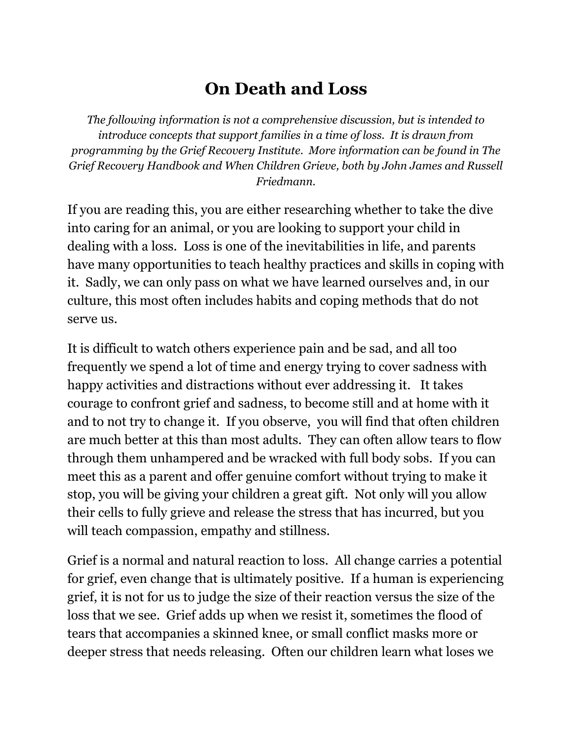# On Death and Loss

*The following information is not a comprehensive discussion, but is intended to introduce concepts that support families in a time of loss. It is drawn from programming by the Grief Recovery Institute. More information can be found in The Grief Recovery Handbook and When Children Grieve, both by John James and Russell Friedmann.*

If you are reading this, you are either researching whether to take the dive into caring for an animal, or you are looking to support your child in dealing with a loss. Loss is one of the inevitabilities in life, and parents have many opportunities to teach healthy practices and skills in coping with it. Sadly, we can only pass on what we have learned ourselves and, in our culture, this most often includes habits and coping methods that do not serve us.

It is difficult to watch others experience pain and be sad, and all too frequently we spend a lot of time and energy trying to cover sadness with happy activities and distractions without ever addressing it. It takes courage to confront grief and sadness, to become still and at home with it and to not try to change it. If you observe, you will find that often children are much better at this than most adults. They can often allow tears to flow through them unhampered and be wracked with full body sobs. If you can meet this as a parent and offer genuine comfort without trying to make it stop, you will be giving your children a great gift. Not only will you allow their cells to fully grieve and release the stress that has incurred, but you will teach compassion, empathy and stillness.

Grief is a normal and natural reaction to loss. All change carries a potential for grief, even change that is ultimately positive. If a human is experiencing grief, it is not for us to judge the size of their reaction versus the size of the loss that we see. Grief adds up when we resist it, sometimes the flood of tears that accompanies a skinned knee, or small conflict masks more or deeper stress that needs releasing. Often our children learn what loses we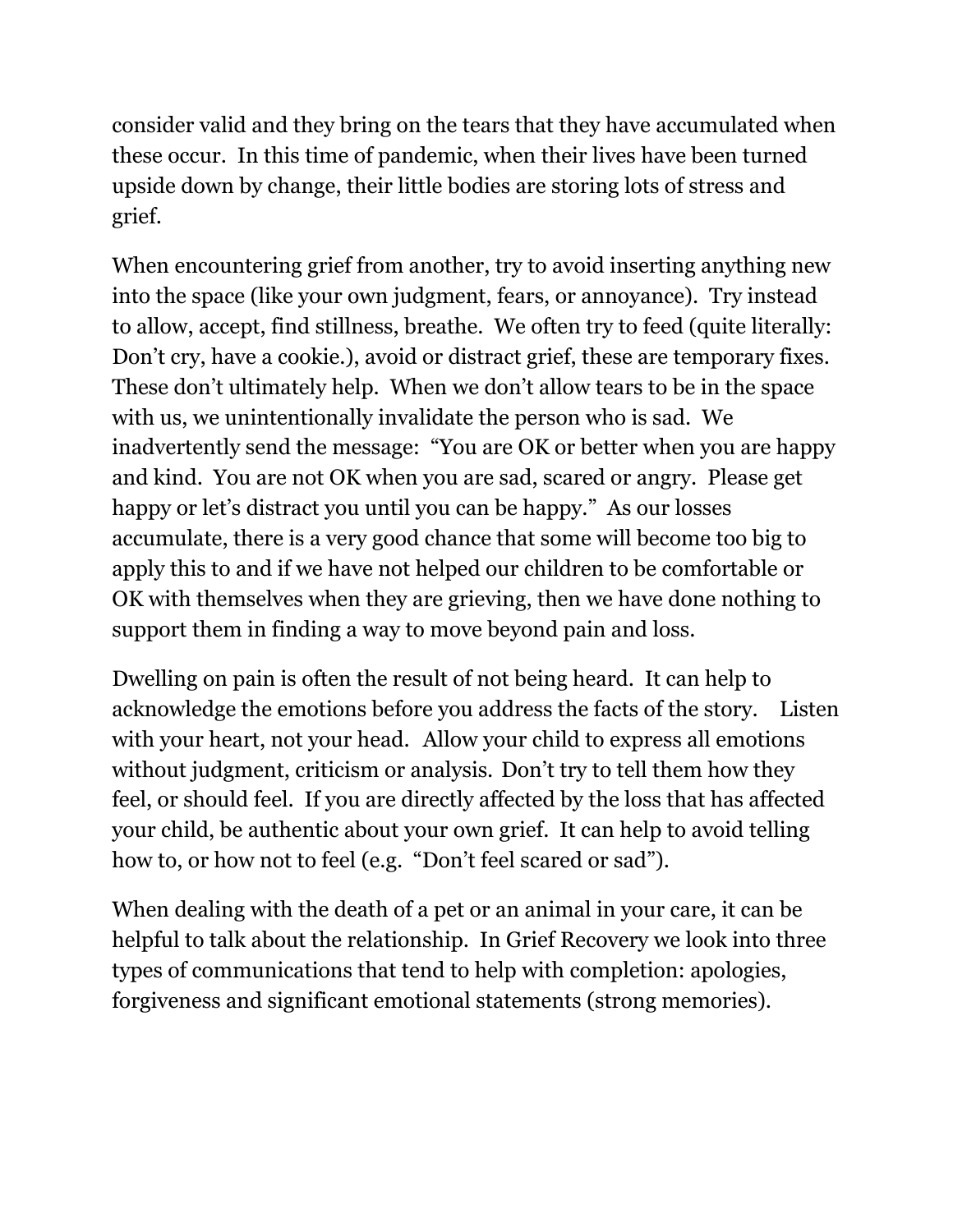consider valid and they bring on the tears that they have accumulated when these occur. In this time of pandemic, when their lives have been turned upside down by change, their little bodies are storing lots of stress and grief.

When encountering grief from another, try to avoid inserting anything new into the space (like your own judgment, fears, or annoyance). Try instead to allow, accept, find stillness, breathe. We often try to feed (quite literally: Don't cry, have a cookie.), avoid or distract grief, these are temporary fixes. These don't ultimately help. When we don't allow tears to be in the space with us, we unintentionally invalidate the person who is sad. We inadvertently send the message: "You are OK or better when you are happy and kind. You are not OK when you are sad, scared or angry. Please get happy or let's distract you until you can be happy." As our losses accumulate, there is a very good chance that some will become too big to apply this to and if we have not helped our children to be comfortable or OK with themselves when they are grieving, then we have done nothing to support them in finding a way to move beyond pain and loss.

Dwelling on pain is often the result of not being heard. It can help to acknowledge the emotions before you address the facts of the story. Listen with your heart, not your head. Allow your child to express all emotions without judgment, criticism or analysis. Don't try to tell them how they feel, or should feel. If you are directly affected by the loss that has affected your child, be authentic about your own grief. It can help to avoid telling how to, or how not to feel (e.g. "Don't feel scared or sad").

When dealing with the death of a pet or an animal in your care, it can be helpful to talk about the relationship. In Grief Recovery we look into three types of communications that tend to help with completion: apologies, forgiveness and significant emotional statements (strong memories).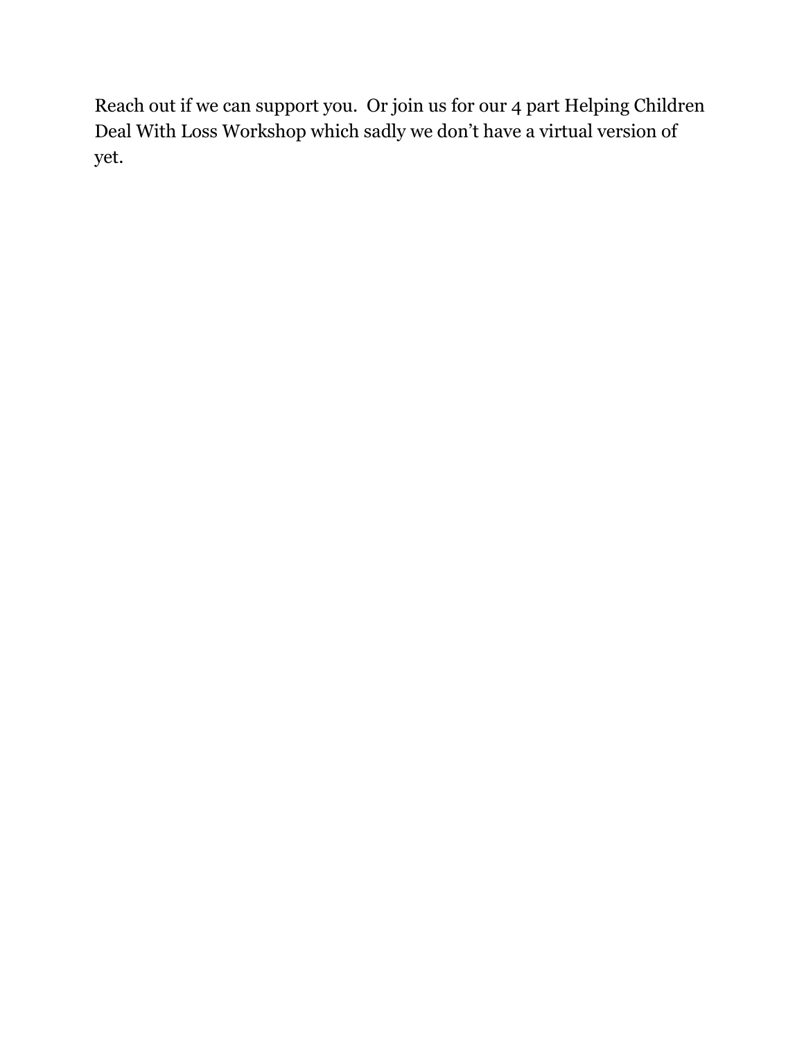Reach out if we can support you. Or join us for our 4 part Helping Children Deal With Loss Workshop which sadly we don't have a virtual version of yet.